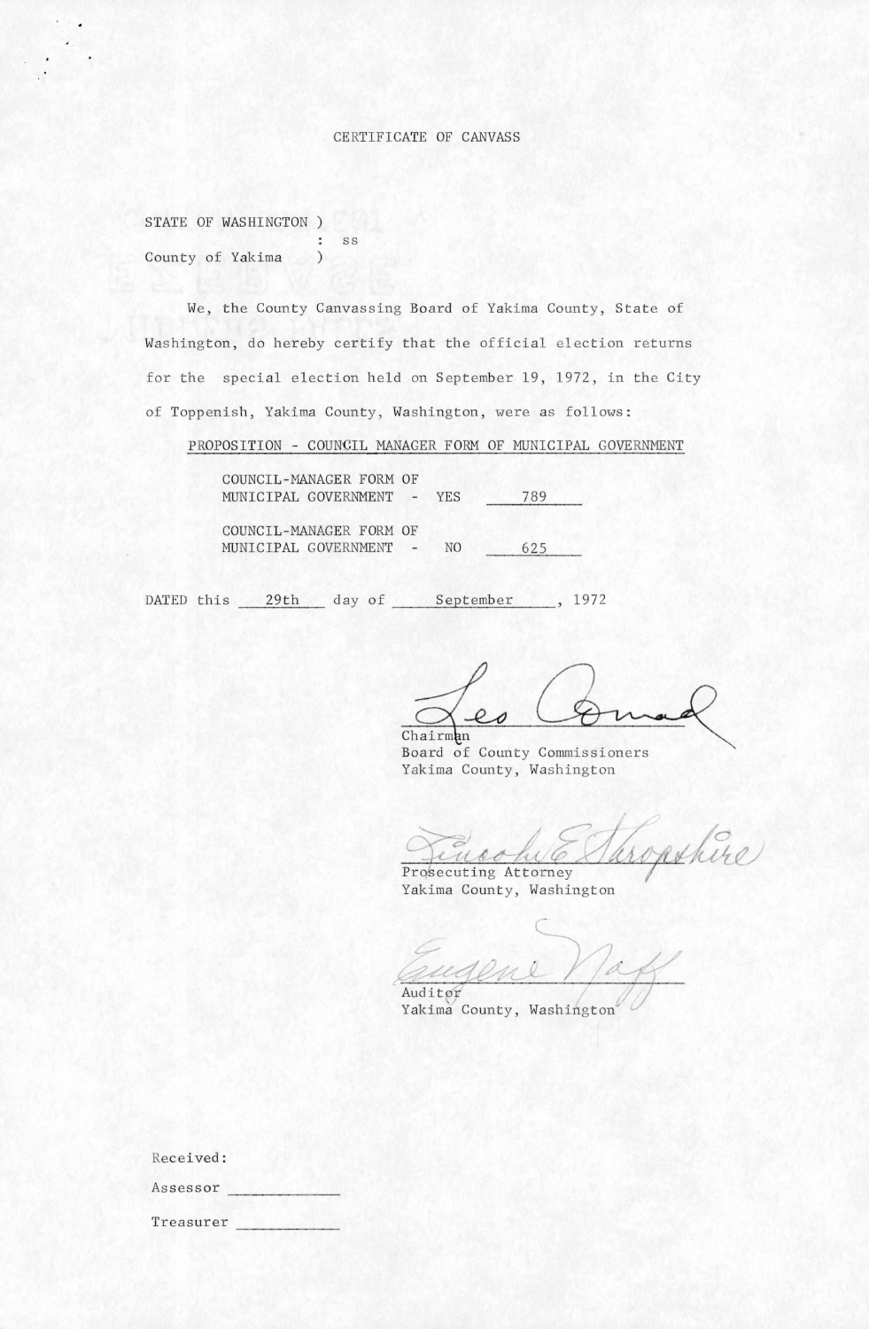# CERTIFICATE OF CANVASS

STATE OF WASHINGTON )
: ss
County of Yakima )

We, the County Canvassing Board of Yakima County, State of Washington, do hereby certify that the official election returns for the special election held on September 19, 1972, in the City of Toppenish, Yakima County, Washington, were as follows:

PROPOSITION - COUNCIL MANAGER FORM OF MUNICIPAL GOVERNMENT

COUNCIL-MANAGER FORM OF MUNICIPAL GOVERNMENT - YES 789

COUNCIL-MANAGER FORM OF MUNICIPAL GOVERNMENT - NO 625

DATED this 29th day of September, 1972

Les Conrad
Chairman
Board of County Commissioners
Yakima County, Washington

Lincoln E Shropshire
Prosecuting Attorney
Yakima County, Washington

Eugene Naff
Auditor
Yakima County, Washington

Received:

Assessor ____________

Treasurer ____________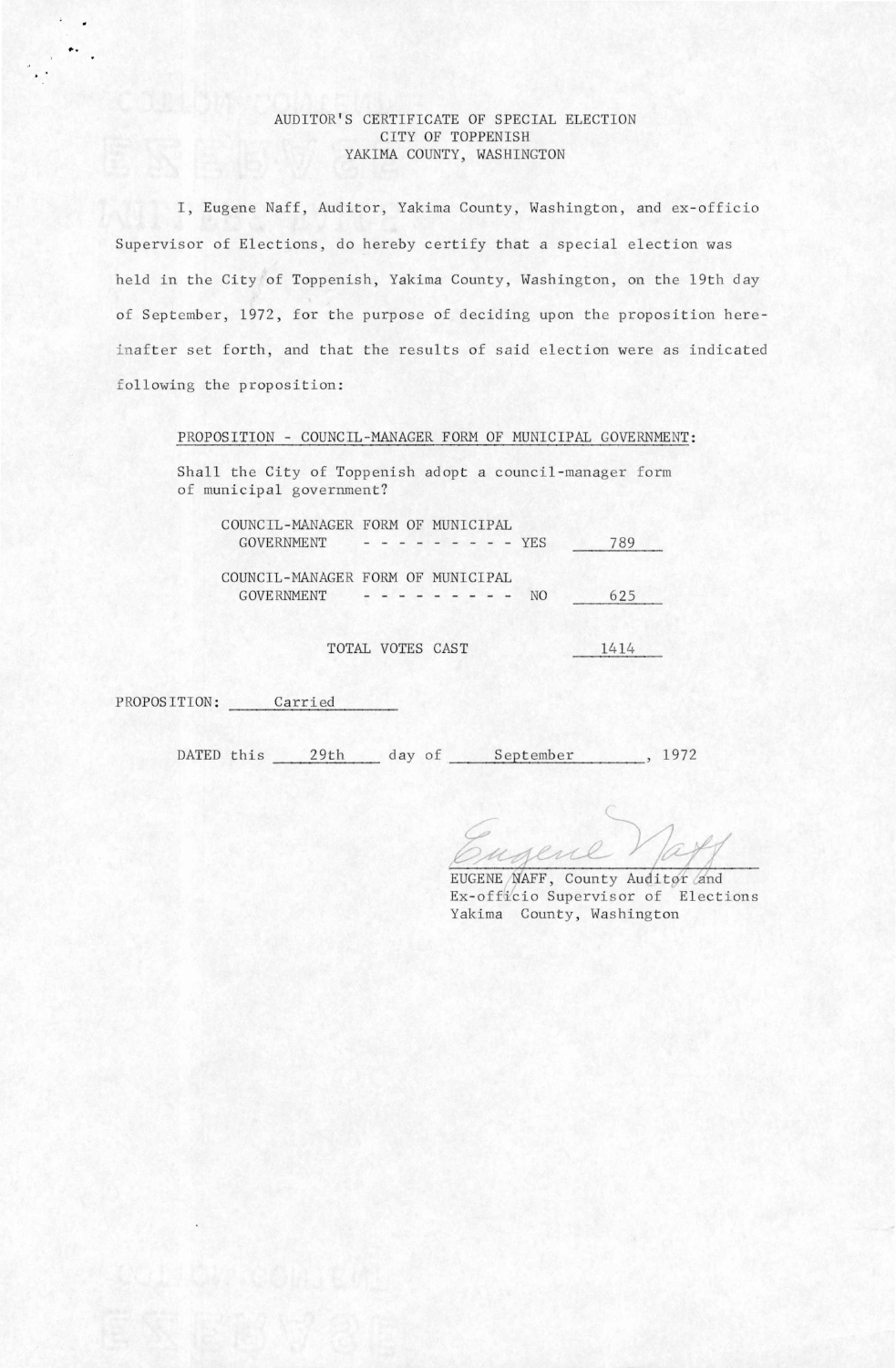# AUDITOR'S CERTIFICATE OF SPECIAL ELECTION
## CITY OF TOPPENISH
## YAKIMA COUNTY, WASHINGTON

I, Eugene Naff, Auditor, Yakima County, Washington, and ex-officio Supervisor of Elections, do hereby certify that a special election was held in the City of Toppenish, Yakima County, Washington, on the 19th day of September, 1972, for the purpose of deciding upon the proposition hereinafter set forth, and that the results of said election were as indicated following the proposition:

PROPOSITION - COUNCIL-MANAGER FORM OF MUNICIPAL GOVERNMENT:

Shall the City of Toppenish adopt a council-manager form of municipal government?

| | | |
|---|---|---|
| COUNCIL-MANAGER FORM OF MUNICIPAL GOVERNMENT - - - - - - - - - | YES | 789 |
| COUNCIL-MANAGER FORM OF MUNICIPAL GOVERNMENT - - - - - - - - - | NO | 625 |
| TOTAL VOTES CAST | | 1414 |

PROPOSITION: Carried

DATED this 29th day of September, 1972

*Eugene Naff*

EUGENE NAFF, County Auditor and
Ex-officio Supervisor of Elections
Yakima County, Washington